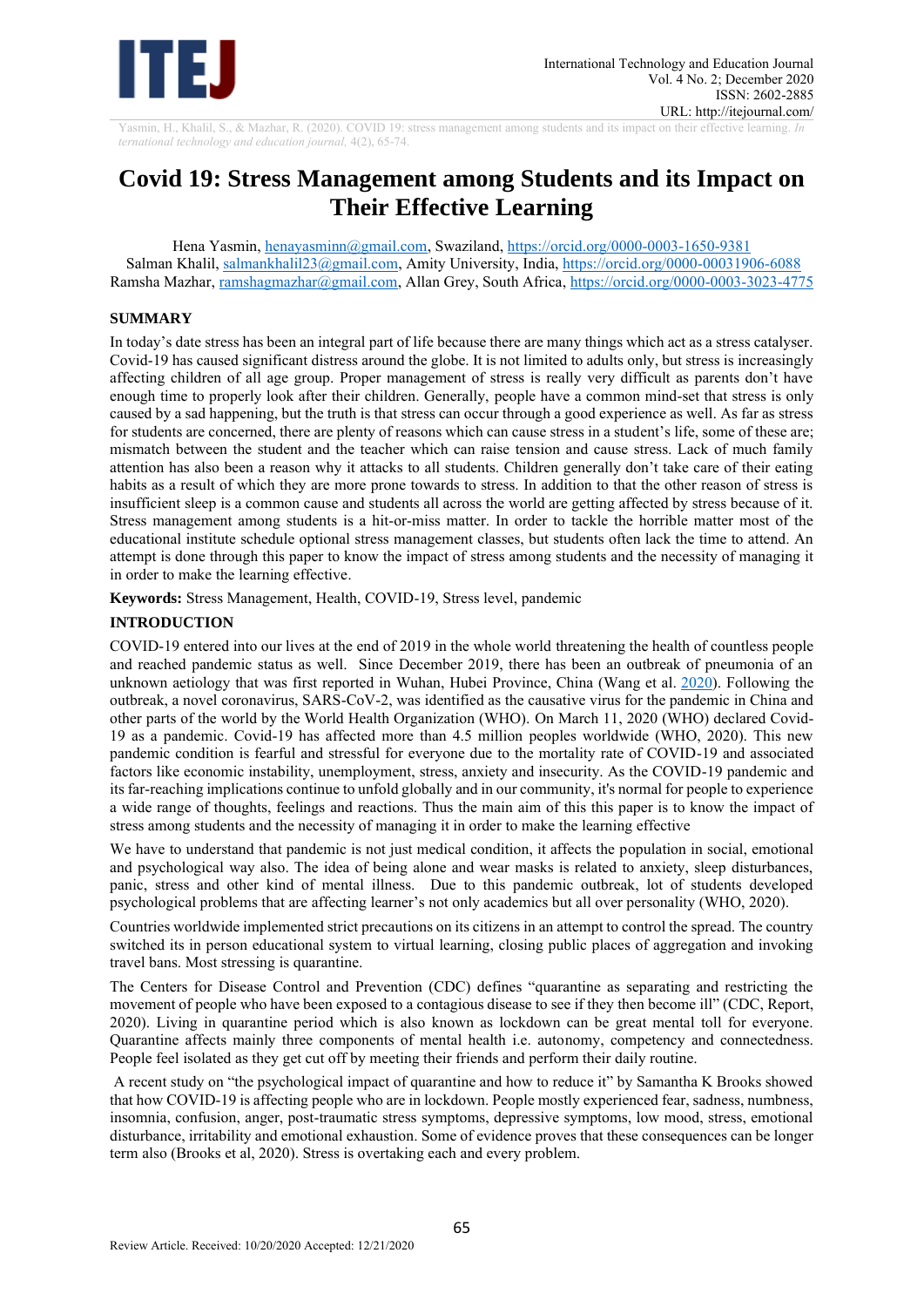# Covid 19: Stress Management among Students and its Impact on Their Effective Learning

Hena Yasmin, henayasminn@gmail.com, Swaziland, https://orcid.org/0000-0003-1650-9381
Salman Khalil, salmankhalil23@gmail.com, Amity University, India, https://orcid.org/0000-00031906-6088
Ramsha Mazhar, ramshagmazhar@gmail.com, Allan Grey, South Africa, https://orcid.org/0000-0003-3023-4775

## SUMMARY

In today's date stress has been an integral part of life because there are many things which act as a stress catalyser. Covid-19 has caused significant distress around the globe. It is not limited to adults only, but stress is increasingly affecting children of all age group. Proper management of stress is really very difficult as parents don't have enough time to properly look after their children. Generally, people have a common mind-set that stress is only caused by a sad happening, but the truth is that stress can occur through a good experience as well. As far as stress for students are concerned, there are plenty of reasons which can cause stress in a student's life, some of these are; mismatch between the student and the teacher which can raise tension and cause stress. Lack of much family attention has also been a reason why it attacks to all students. Children generally don't take care of their eating habits as a result of which they are more prone towards to stress. In addition to that the other reason of stress is insufficient sleep is a common cause and students all across the world are getting affected by stress because of it. Stress management among students is a hit-or-miss matter. In order to tackle the horrible matter most of the educational institute schedule optional stress management classes, but students often lack the time to attend. An attempt is done through this paper to know the impact of stress among students and the necessity of managing it in order to make the learning effective.

**Keywords:** Stress Management, Health, COVID-19, Stress level, pandemic

## INTRODUCTION

COVID-19 entered into our lives at the end of 2019 in the whole world threatening the health of countless people and reached pandemic status as well. Since December 2019, there has been an outbreak of pneumonia of an unknown aetiology that was first reported in Wuhan, Hubei Province, China (Wang et al. 2020). Following the outbreak, a novel coronavirus, SARS-CoV-2, was identified as the causative virus for the pandemic in China and other parts of the world by the World Health Organization (WHO). On March 11, 2020 (WHO) declared Covid-19 as a pandemic. Covid-19 has affected more than 4.5 million peoples worldwide (WHO, 2020). This new pandemic condition is fearful and stressful for everyone due to the mortality rate of COVID-19 and associated factors like economic instability, unemployment, stress, anxiety and insecurity. As the COVID-19 pandemic and its far-reaching implications continue to unfold globally and in our community, it's normal for people to experience a wide range of thoughts, feelings and reactions. Thus the main aim of this this paper is to know the impact of stress among students and the necessity of managing it in order to make the learning effective

We have to understand that pandemic is not just medical condition, it affects the population in social, emotional and psychological way also. The idea of being alone and wear masks is related to anxiety, sleep disturbances, panic, stress and other kind of mental illness. Due to this pandemic outbreak, lot of students developed psychological problems that are affecting learner's not only academics but all over personality (WHO, 2020).

Countries worldwide implemented strict precautions on its citizens in an attempt to control the spread. The country switched its in person educational system to virtual learning, closing public places of aggregation and invoking travel bans. Most stressing is quarantine.

The Centers for Disease Control and Prevention (CDC) defines "quarantine as separating and restricting the movement of people who have been exposed to a contagious disease to see if they then become ill" (CDC, Report, 2020). Living in quarantine period which is also known as lockdown can be great mental toll for everyone. Quarantine affects mainly three components of mental health i.e. autonomy, competency and connectedness. People feel isolated as they get cut off by meeting their friends and perform their daily routine.

A recent study on "the psychological impact of quarantine and how to reduce it" by Samantha K Brooks showed that how COVID-19 is affecting people who are in lockdown. People mostly experienced fear, sadness, numbness, insomnia, confusion, anger, post-traumatic stress symptoms, depressive symptoms, low mood, stress, emotional disturbance, irritability and emotional exhaustion. Some of evidence proves that these consequences can be longer term also (Brooks et al, 2020). Stress is overtaking each and every problem.

Review Article. Received: 10/20/2020 Accepted: 12/21/2020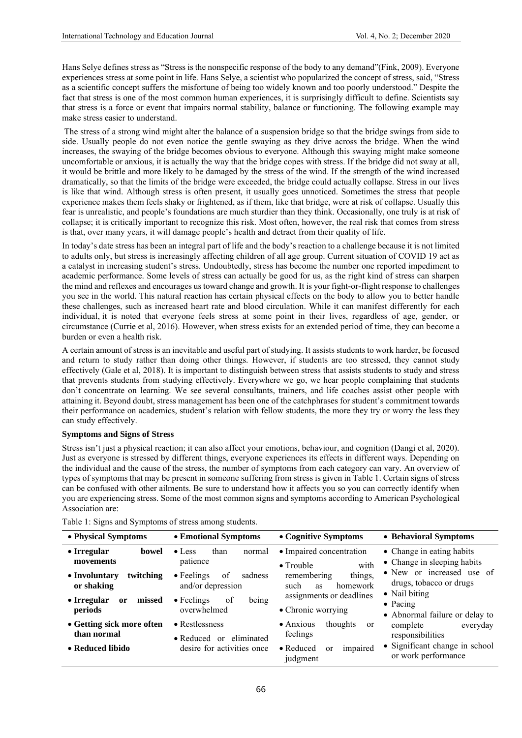Hans Selye defines stress as "Stress is the nonspecific response of the body to any demand"(Fink, 2009). Everyone experiences stress at some point in life. Hans Selye, a scientist who popularized the concept of stress, said, "Stress as a scientific concept suffers the misfortune of being too widely known and too poorly understood." Despite the fact that stress is one of the most common human experiences, it is surprisingly difficult to define. Scientists say that stress is a force or event that impairs normal stability, balance or functioning. The following example may make stress easier to understand.

The stress of a strong wind might alter the balance of a suspension bridge so that the bridge swings from side to side. Usually people do not even notice the gentle swaying as they drive across the bridge. When the wind increases, the swaying of the bridge becomes obvious to everyone. Although this swaying might make someone uncomfortable or anxious, it is actually the way that the bridge copes with stress. If the bridge did not sway at all, it would be brittle and more likely to be damaged by the stress of the wind. If the strength of the wind increased dramatically, so that the limits of the bridge were exceeded, the bridge could actually collapse. Stress in our lives is like that wind. Although stress is often present, it usually goes unnoticed. Sometimes the stress that people experience makes them feels shaky or frightened, as if them, like that bridge, were at risk of collapse. Usually this fear is unrealistic, and people's foundations are much sturdier than they think. Occasionally, one truly is at risk of collapse; it is critically important to recognize this risk. Most often, however, the real risk that comes from stress is that, over many years, it will damage people's health and detract from their quality of life.

In today's date stress has been an integral part of life and the body's reaction to a challenge because it is not limited to adults only, but stress is increasingly affecting children of all age group. Current situation of COVID 19 act as a catalyst in increasing student's stress. Undoubtedly, stress has become the number one reported impediment to academic performance. Some levels of stress can actually be good for us, as the right kind of stress can sharpen the mind and reflexes and encourages us toward change and growth. It is your fight-or-flight response to challenges you see in the world. This natural reaction has certain physical effects on the body to allow you to better handle these challenges, such as increased heart rate and blood circulation. While it can manifest differently for each individual, it is noted that everyone feels stress at some point in their lives, regardless of age, gender, or circumstance (Currie et al, 2016). However, when stress exists for an extended period of time, they can become a burden or even a health risk.

A certain amount of stress is an inevitable and useful part of studying. It assists students to work harder, be focused and return to study rather than doing other things. However, if students are too stressed, they cannot study effectively (Gale et al, 2018). It is important to distinguish between stress that assists students to study and stress that prevents students from studying effectively. Everywhere we go, we hear people complaining that students don't concentrate on learning. We see several consultants, trainers, and life coaches assist other people with attaining it. Beyond doubt, stress management has been one of the catchphrases for student's commitment towards their performance on academics, student's relation with fellow students, the more they try or worry the less they can study effectively.

**Symptoms and Signs of Stress**

Stress isn't just a physical reaction; it can also affect your emotions, behaviour, and cognition (Dangi et al, 2020). Just as everyone is stressed by different things, everyone experiences its effects in different ways. Depending on the individual and the cause of the stress, the number of symptoms from each category can vary. An overview of types of symptoms that may be present in someone suffering from stress is given in Table 1. Certain signs of stress can be confused with other ailments. Be sure to understand how it affects you so you can correctly identify when you are experiencing stress. Some of the most common signs and symptoms according to American Psychological Association are:

Table 1: Signs and Symptoms of stress among students.

| • Physical Symptoms | • Emotional Symptoms | • Cognitive Symptoms | • Behavioral Symptoms |
|---|---|---|---|
| • **Irregular bowel movements**<br>• **Involuntary twitching or shaking**<br>• **Irregular or missed periods**<br>• **Getting sick more often than normal**<br>• **Reduced libido** | • Less than normal patience<br>• Feelings of sadness and/or depression<br>• Feelings of being overwhelmed<br>• Restlessness<br>• Reduced or eliminated desire for activities once | • Impaired concentration<br>• Trouble with remembering things, such as homework assignments or deadlines<br>• Chronic worrying<br>• Anxious thoughts or feelings<br>• Reduced or impaired judgment | • Change in eating habits<br>• Change in sleeping habits<br>• New or increased use of drugs, tobacco or drugs<br>• Nail biting<br>• Pacing<br>• Abnormal failure or delay to complete everyday responsibilities<br>• Significant change in school or work performance |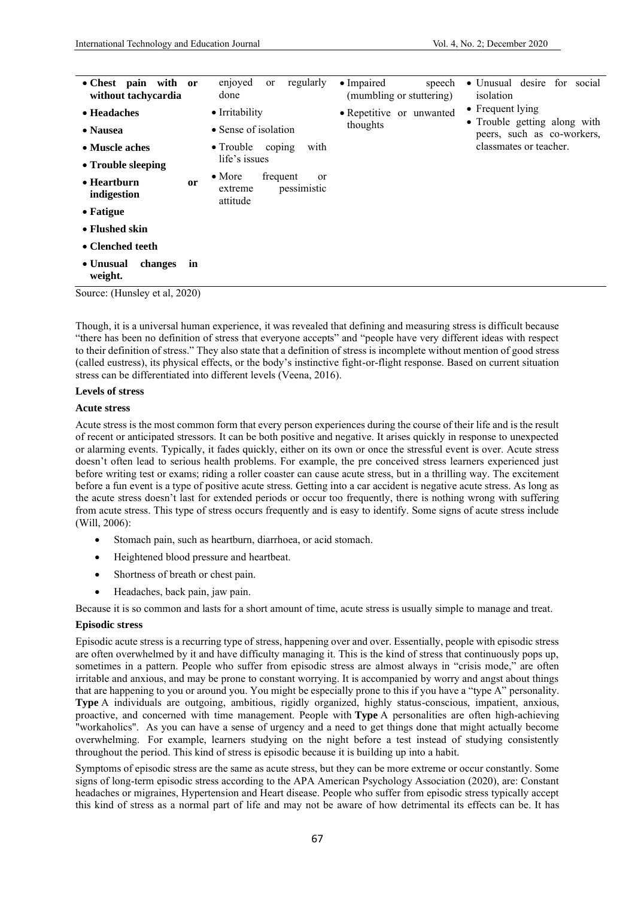| • **Chest pain with or without tachycardia** | enjoyed or regularly done | • Impaired speech (mumbling or stuttering) | • Unusual desire for social isolation |
|---|---|---|---|
| • **Headaches** | • Irritability | • Repetitive or unwanted thoughts | • Frequent lying |
| • **Nausea** | • Sense of isolation | | • Trouble getting along with peers, such as co-workers, classmates or teacher. |
| • **Muscle aches** | • Trouble coping with life's issues | | |
| • **Trouble sleeping** | | | |
| • **Heartburn or indigestion** | • More frequent or extreme pessimistic attitude | | |
| • **Fatigue** | | | |
| • **Flushed skin** | | | |
| • **Clenched teeth** | | | |
| • **Unusual changes in weight.** | | | |

Source: (Hunsley et al, 2020)

Though, it is a universal human experience, it was revealed that defining and measuring stress is difficult because "there has been no definition of stress that everyone accepts" and "people have very different ideas with respect to their definition of stress." They also state that a definition of stress is incomplete without mention of good stress (called eustress), its physical effects, or the body's instinctive fight-or-flight response. Based on current situation stress can be differentiated into different levels (Veena, 2016).

**Levels of stress**

**Acute stress**

Acute stress is the most common form that every person experiences during the course of their life and is the result of recent or anticipated stressors. It can be both positive and negative. It arises quickly in response to unexpected or alarming events. Typically, it fades quickly, either on its own or once the stressful event is over. Acute stress doesn't often lead to serious health problems. For example, the pre conceived stress learners experienced just before writing test or exams; riding a roller coaster can cause acute stress, but in a thrilling way. The excitement before a fun event is a type of positive acute stress. Getting into a car accident is negative acute stress. As long as the acute stress doesn't last for extended periods or occur too frequently, there is nothing wrong with suffering from acute stress. This type of stress occurs frequently and is easy to identify. Some signs of acute stress include (Will, 2006):

- Stomach pain, such as heartburn, diarrhoea, or acid stomach.
- Heightened blood pressure and heartbeat.
- Shortness of breath or chest pain.
- Headaches, back pain, jaw pain.

Because it is so common and lasts for a short amount of time, acute stress is usually simple to manage and treat.

**Episodic stress**

Episodic acute stress is a recurring type of stress, happening over and over. Essentially, people with episodic stress are often overwhelmed by it and have difficulty managing it. This is the kind of stress that continuously pops up, sometimes in a pattern. People who suffer from episodic stress are almost always in "crisis mode," are often irritable and anxious, and may be prone to constant worrying. It is accompanied by worry and angst about things that are happening to you or around you. You might be especially prone to this if you have a "type A" personality. **Type** A individuals are outgoing, ambitious, rigidly organized, highly status-conscious, impatient, anxious, proactive, and concerned with time management. People with **Type** A personalities are often high-achieving "workaholics". As you can have a sense of urgency and a need to get things done that might actually become overwhelming. For example, learners studying on the night before a test instead of studying consistently throughout the period. This kind of stress is episodic because it is building up into a habit.

Symptoms of episodic stress are the same as acute stress, but they can be more extreme or occur constantly. Some signs of long-term episodic stress according to the APA American Psychology Association (2020), are: Constant headaches or migraines, Hypertension and Heart disease. People who suffer from episodic stress typically accept this kind of stress as a normal part of life and may not be aware of how detrimental its effects can be. It has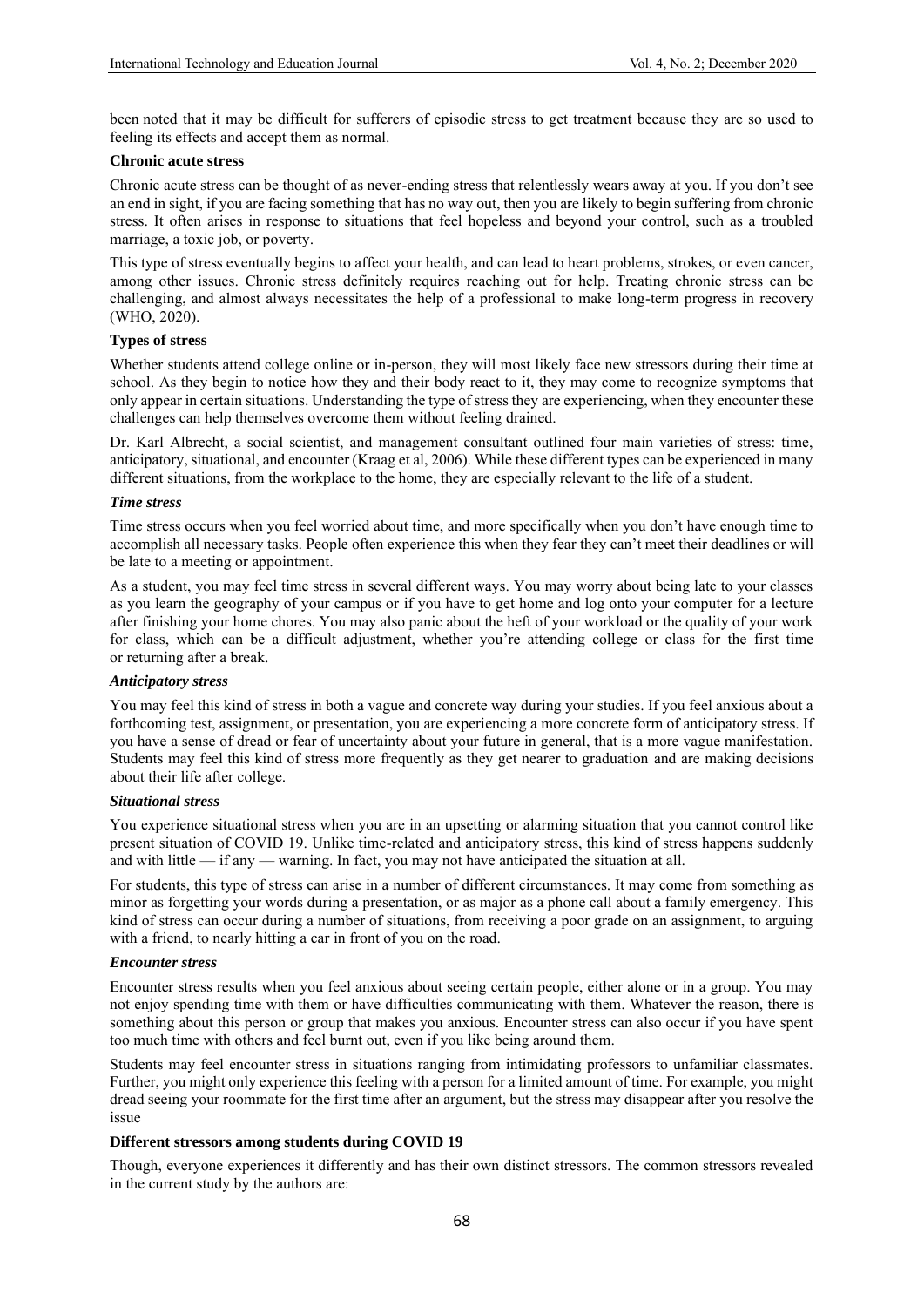been noted that it may be difficult for sufferers of episodic stress to get treatment because they are so used to feeling its effects and accept them as normal.

**Chronic acute stress**

Chronic acute stress can be thought of as never-ending stress that relentlessly wears away at you. If you don't see an end in sight, if you are facing something that has no way out, then you are likely to begin suffering from chronic stress. It often arises in response to situations that feel hopeless and beyond your control, such as a troubled marriage, a toxic job, or poverty.

This type of stress eventually begins to affect your health, and can lead to heart problems, strokes, or even cancer, among other issues. Chronic stress definitely requires reaching out for help. Treating chronic stress can be challenging, and almost always necessitates the help of a professional to make long-term progress in recovery (WHO, 2020).

**Types of stress**

Whether students attend college online or in-person, they will most likely face new stressors during their time at school. As they begin to notice how they and their body react to it, they may come to recognize symptoms that only appear in certain situations. Understanding the type of stress they are experiencing, when they encounter these challenges can help themselves overcome them without feeling drained.

Dr. Karl Albrecht, a social scientist, and management consultant outlined four main varieties of stress: time, anticipatory, situational, and encounter (Kraag et al, 2006). While these different types can be experienced in many different situations, from the workplace to the home, they are especially relevant to the life of a student.

***Time stress***

Time stress occurs when you feel worried about time, and more specifically when you don't have enough time to accomplish all necessary tasks. People often experience this when they fear they can't meet their deadlines or will be late to a meeting or appointment.

As a student, you may feel time stress in several different ways. You may worry about being late to your classes as you learn the geography of your campus or if you have to get home and log onto your computer for a lecture after finishing your home chores. You may also panic about the heft of your workload or the quality of your work for class, which can be a difficult adjustment, whether you're attending college or class for the first time or returning after a break.

***Anticipatory stress***

You may feel this kind of stress in both a vague and concrete way during your studies. If you feel anxious about a forthcoming test, assignment, or presentation, you are experiencing a more concrete form of anticipatory stress. If you have a sense of dread or fear of uncertainty about your future in general, that is a more vague manifestation. Students may feel this kind of stress more frequently as they get nearer to graduation and are making decisions about their life after college.

***Situational stress***

You experience situational stress when you are in an upsetting or alarming situation that you cannot control like present situation of COVID 19. Unlike time-related and anticipatory stress, this kind of stress happens suddenly and with little — if any — warning. In fact, you may not have anticipated the situation at all.

For students, this type of stress can arise in a number of different circumstances. It may come from something as minor as forgetting your words during a presentation, or as major as a phone call about a family emergency. This kind of stress can occur during a number of situations, from receiving a poor grade on an assignment, to arguing with a friend, to nearly hitting a car in front of you on the road.

***Encounter stress***

Encounter stress results when you feel anxious about seeing certain people, either alone or in a group. You may not enjoy spending time with them or have difficulties communicating with them. Whatever the reason, there is something about this person or group that makes you anxious. Encounter stress can also occur if you have spent too much time with others and feel burnt out, even if you like being around them.

Students may feel encounter stress in situations ranging from intimidating professors to unfamiliar classmates. Further, you might only experience this feeling with a person for a limited amount of time. For example, you might dread seeing your roommate for the first time after an argument, but the stress may disappear after you resolve the issue

**Different stressors among students during COVID 19**

Though, everyone experiences it differently and has their own distinct stressors. The common stressors revealed in the current study by the authors are: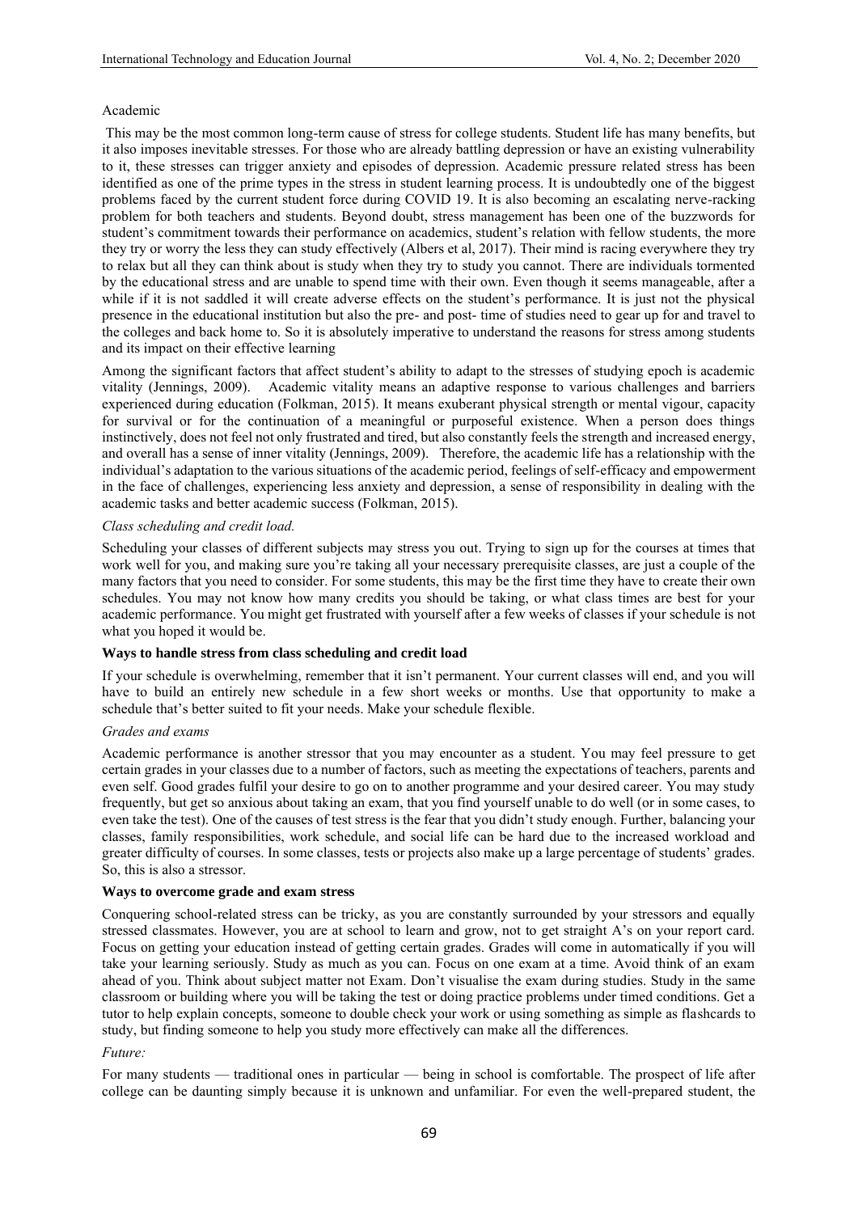Academic

This may be the most common long-term cause of stress for college students. Student life has many benefits, but it also imposes inevitable stresses. For those who are already battling depression or have an existing vulnerability to it, these stresses can trigger anxiety and episodes of depression. Academic pressure related stress has been identified as one of the prime types in the stress in student learning process. It is undoubtedly one of the biggest problems faced by the current student force during COVID 19. It is also becoming an escalating nerve-racking problem for both teachers and students. Beyond doubt, stress management has been one of the buzzwords for student's commitment towards their performance on academics, student's relation with fellow students, the more they try or worry the less they can study effectively (Albers et al, 2017). Their mind is racing everywhere they try to relax but all they can think about is study when they try to study you cannot. There are individuals tormented by the educational stress and are unable to spend time with their own. Even though it seems manageable, after a while if it is not saddled it will create adverse effects on the student's performance. It is just not the physical presence in the educational institution but also the pre- and post- time of studies need to gear up for and travel to the colleges and back home to. So it is absolutely imperative to understand the reasons for stress among students and its impact on their effective learning

Among the significant factors that affect student's ability to adapt to the stresses of studying epoch is academic vitality (Jennings, 2009). Academic vitality means an adaptive response to various challenges and barriers experienced during education (Folkman, 2015). It means exuberant physical strength or mental vigour, capacity for survival or for the continuation of a meaningful or purposeful existence. When a person does things instinctively, does not feel not only frustrated and tired, but also constantly feels the strength and increased energy, and overall has a sense of inner vitality (Jennings, 2009). Therefore, the academic life has a relationship with the individual's adaptation to the various situations of the academic period, feelings of self-efficacy and empowerment in the face of challenges, experiencing less anxiety and depression, a sense of responsibility in dealing with the academic tasks and better academic success (Folkman, 2015).

*Class scheduling and credit load.*

Scheduling your classes of different subjects may stress you out. Trying to sign up for the courses at times that work well for you, and making sure you're taking all your necessary prerequisite classes, are just a couple of the many factors that you need to consider. For some students, this may be the first time they have to create their own schedules. You may not know how many credits you should be taking, or what class times are best for your academic performance. You might get frustrated with yourself after a few weeks of classes if your schedule is not what you hoped it would be.

**Ways to handle stress from class scheduling and credit load**

If your schedule is overwhelming, remember that it isn't permanent. Your current classes will end, and you will have to build an entirely new schedule in a few short weeks or months. Use that opportunity to make a schedule that's better suited to fit your needs. Make your schedule flexible.

*Grades and exams*

Academic performance is another stressor that you may encounter as a student. You may feel pressure to get certain grades in your classes due to a number of factors, such as meeting the expectations of teachers, parents and even self. Good grades fulfil your desire to go on to another programme and your desired career. You may study frequently, but get so anxious about taking an exam, that you find yourself unable to do well (or in some cases, to even take the test). One of the causes of test stress is the fear that you didn't study enough. Further, balancing your classes, family responsibilities, work schedule, and social life can be hard due to the increased workload and greater difficulty of courses. In some classes, tests or projects also make up a large percentage of students' grades. So, this is also a stressor.

**Ways to overcome grade and exam stress**

Conquering school-related stress can be tricky, as you are constantly surrounded by your stressors and equally stressed classmates. However, you are at school to learn and grow, not to get straight A's on your report card. Focus on getting your education instead of getting certain grades. Grades will come in automatically if you will take your learning seriously. Study as much as you can. Focus on one exam at a time. Avoid think of an exam ahead of you. Think about subject matter not Exam. Don't visualise the exam during studies. Study in the same classroom or building where you will be taking the test or doing practice problems under timed conditions. Get a tutor to help explain concepts, someone to double check your work or using something as simple as flashcards to study, but finding someone to help you study more effectively can make all the differences.

*Future:*

For many students — traditional ones in particular — being in school is comfortable. The prospect of life after college can be daunting simply because it is unknown and unfamiliar. For even the well-prepared student, the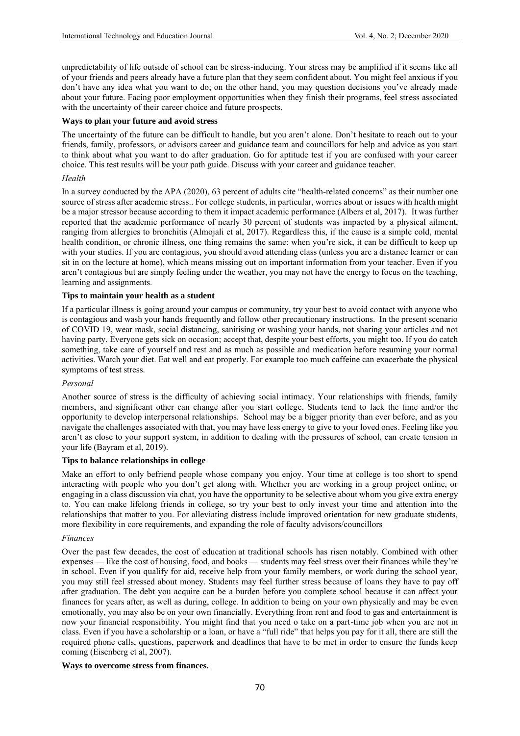unpredictability of life outside of school can be stress-inducing. Your stress may be amplified if it seems like all of your friends and peers already have a future plan that they seem confident about. You might feel anxious if you don't have any idea what you want to do; on the other hand, you may question decisions you've already made about your future. Facing poor employment opportunities when they finish their programs, feel stress associated with the uncertainty of their career choice and future prospects.

**Ways to plan your future and avoid stress**

The uncertainty of the future can be difficult to handle, but you aren't alone. Don't hesitate to reach out to your friends, family, professors, or advisors career and guidance team and councillors for help and advice as you start to think about what you want to do after graduation. Go for aptitude test if you are confused with your career choice. This test results will be your path guide. Discuss with your career and guidance teacher.

*Health*

In a survey conducted by the APA (2020), 63 percent of adults cite "health-related concerns" as their number one source of stress after academic stress.. For college students, in particular, worries about or issues with health might be a major stressor because according to them it impact academic performance (Albers et al, 2017). It was further reported that the academic performance of nearly 30 percent of students was impacted by a physical ailment, ranging from allergies to bronchitis (Almojali et al, 2017). Regardless this, if the cause is a simple cold, mental health condition, or chronic illness, one thing remains the same: when you're sick, it can be difficult to keep up with your studies. If you are contagious, you should avoid attending class (unless you are a distance learner or can sit in on the lecture at home), which means missing out on important information from your teacher. Even if you aren't contagious but are simply feeling under the weather, you may not have the energy to focus on the teaching, learning and assignments.

**Tips to maintain your health as a student**

If a particular illness is going around your campus or community, try your best to avoid contact with anyone who is contagious and wash your hands frequently and follow other precautionary instructions. In the present scenario of COVID 19, wear mask, social distancing, sanitising or washing your hands, not sharing your articles and not having party. Everyone gets sick on occasion; accept that, despite your best efforts, you might too. If you do catch something, take care of yourself and rest and as much as possible and medication before resuming your normal activities. Watch your diet. Eat well and eat properly. For example too much caffeine can exacerbate the physical symptoms of test stress.

*Personal*

Another source of stress is the difficulty of achieving social intimacy. Your relationships with friends, family members, and significant other can change after you start college. Students tend to lack the time and/or the opportunity to develop interpersonal relationships. School may be a bigger priority than ever before, and as you navigate the challenges associated with that, you may have less energy to give to your loved ones. Feeling like you aren't as close to your support system, in addition to dealing with the pressures of school, can create tension in your life (Bayram et al, 2019).

**Tips to balance relationships in college**

Make an effort to only befriend people whose company you enjoy. Your time at college is too short to spend interacting with people who you don't get along with. Whether you are working in a group project online, or engaging in a class discussion via chat, you have the opportunity to be selective about whom you give extra energy to. You can make lifelong friends in college, so try your best to only invest your time and attention into the relationships that matter to you. For alleviating distress include improved orientation for new graduate students, more flexibility in core requirements, and expanding the role of faculty advisors/councillors

*Finances*

Over the past few decades, the cost of education at traditional schools has risen notably. Combined with other expenses — like the cost of housing, food, and books — students may feel stress over their finances while they're in school. Even if you qualify for aid, receive help from your family members, or work during the school year, you may still feel stressed about money. Students may feel further stress because of loans they have to pay off after graduation. The debt you acquire can be a burden before you complete school because it can affect your finances for years after, as well as during, college. In addition to being on your own physically and may be even emotionally, you may also be on your own financially. Everything from rent and food to gas and entertainment is now your financial responsibility. You might find that you need o take on a part-time job when you are not in class. Even if you have a scholarship or a loan, or have a "full ride" that helps you pay for it all, there are still the required phone calls, questions, paperwork and deadlines that have to be met in order to ensure the funds keep coming (Eisenberg et al, 2007).

**Ways to overcome stress from finances.**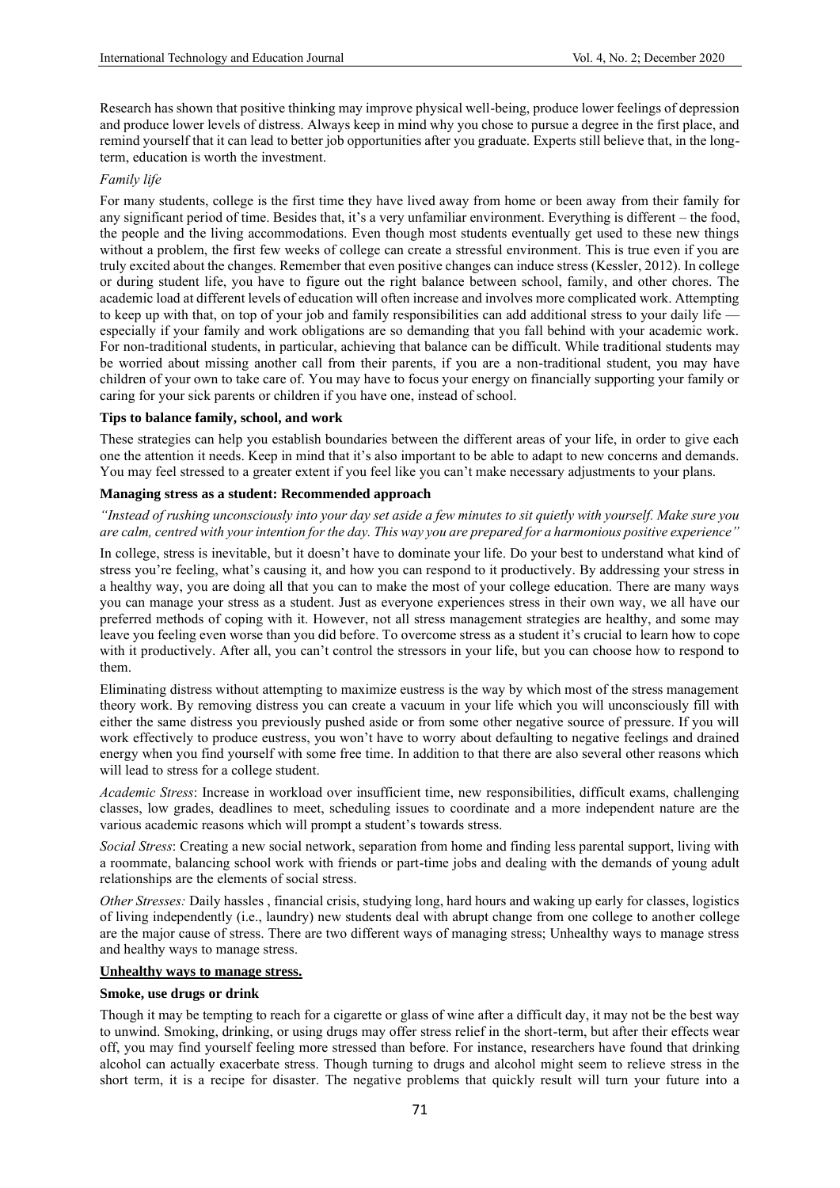Research has shown that positive thinking may improve physical well-being, produce lower feelings of depression and produce lower levels of distress. Always keep in mind why you chose to pursue a degree in the first place, and remind yourself that it can lead to better job opportunities after you graduate. Experts still believe that, in the long-term, education is worth the investment.

*Family life*

For many students, college is the first time they have lived away from home or been away from their family for any significant period of time. Besides that, it's a very unfamiliar environment. Everything is different – the food, the people and the living accommodations. Even though most students eventually get used to these new things without a problem, the first few weeks of college can create a stressful environment. This is true even if you are truly excited about the changes. Remember that even positive changes can induce stress (Kessler, 2012). In college or during student life, you have to figure out the right balance between school, family, and other chores. The academic load at different levels of education will often increase and involves more complicated work. Attempting to keep up with that, on top of your job and family responsibilities can add additional stress to your daily life — especially if your family and work obligations are so demanding that you fall behind with your academic work. For non-traditional students, in particular, achieving that balance can be difficult. While traditional students may be worried about missing another call from their parents, if you are a non-traditional student, you may have children of your own to take care of. You may have to focus your energy on financially supporting your family or caring for your sick parents or children if you have one, instead of school.

**Tips to balance family, school, and work**

These strategies can help you establish boundaries between the different areas of your life, in order to give each one the attention it needs. Keep in mind that it's also important to be able to adapt to new concerns and demands. You may feel stressed to a greater extent if you feel like you can't make necessary adjustments to your plans.

**Managing stress as a student: Recommended approach**

*"Instead of rushing unconsciously into your day set aside a few minutes to sit quietly with yourself. Make sure you are calm, centred with your intention for the day. This way you are prepared for a harmonious positive experience"*

In college, stress is inevitable, but it doesn't have to dominate your life. Do your best to understand what kind of stress you're feeling, what's causing it, and how you can respond to it productively. By addressing your stress in a healthy way, you are doing all that you can to make the most of your college education. There are many ways you can manage your stress as a student. Just as everyone experiences stress in their own way, we all have our preferred methods of coping with it. However, not all stress management strategies are healthy, and some may leave you feeling even worse than you did before. To overcome stress as a student it's crucial to learn how to cope with it productively. After all, you can't control the stressors in your life, but you can choose how to respond to them.

Eliminating distress without attempting to maximize eustress is the way by which most of the stress management theory work. By removing distress you can create a vacuum in your life which you will unconsciously fill with either the same distress you previously pushed aside or from some other negative source of pressure. If you will work effectively to produce eustress, you won't have to worry about defaulting to negative feelings and drained energy when you find yourself with some free time. In addition to that there are also several other reasons which will lead to stress for a college student.

*Academic Stress*: Increase in workload over insufficient time, new responsibilities, difficult exams, challenging classes, low grades, deadlines to meet, scheduling issues to coordinate and a more independent nature are the various academic reasons which will prompt a student's towards stress.

*Social Stress*: Creating a new social network, separation from home and finding less parental support, living with a roommate, balancing school work with friends or part-time jobs and dealing with the demands of young adult relationships are the elements of social stress.

*Other Stresses:* Daily hassles , financial crisis, studying long, hard hours and waking up early for classes, logistics of living independently (i.e., laundry) new students deal with abrupt change from one college to another college are the major cause of stress. There are two different ways of managing stress; Unhealthy ways to manage stress and healthy ways to manage stress.

**Unhealthy ways to manage stress.**

**Smoke, use drugs or drink**

Though it may be tempting to reach for a cigarette or glass of wine after a difficult day, it may not be the best way to unwind. Smoking, drinking, or using drugs may offer stress relief in the short-term, but after their effects wear off, you may find yourself feeling more stressed than before. For instance, researchers have found that drinking alcohol can actually exacerbate stress. Though turning to drugs and alcohol might seem to relieve stress in the short term, it is a recipe for disaster. The negative problems that quickly result will turn your future into a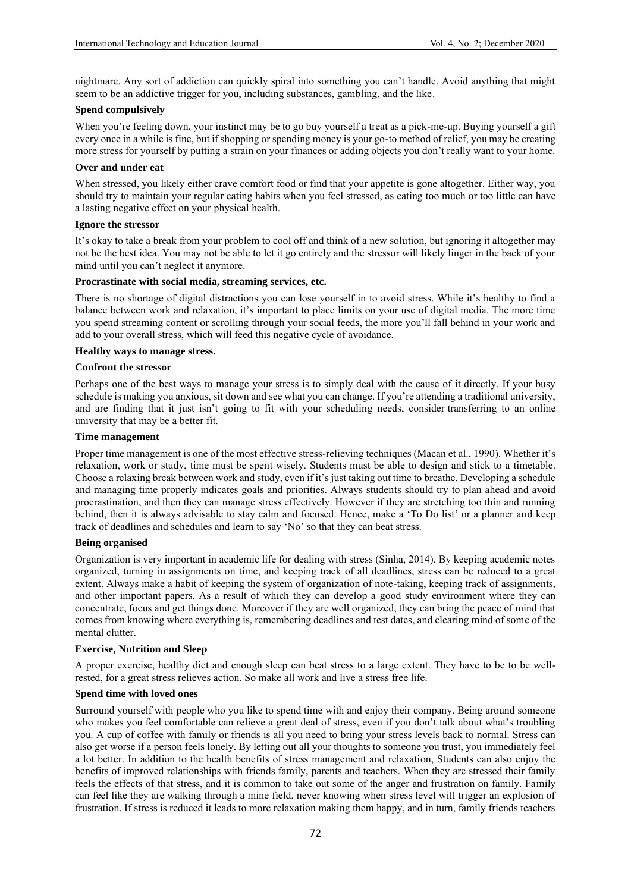nightmare. Any sort of addiction can quickly spiral into something you can't handle. Avoid anything that might seem to be an addictive trigger for you, including substances, gambling, and the like.

**Spend compulsively**

When you're feeling down, your instinct may be to go buy yourself a treat as a pick-me-up. Buying yourself a gift every once in a while is fine, but if shopping or spending money is your go-to method of relief, you may be creating more stress for yourself by putting a strain on your finances or adding objects you don't really want to your home.

**Over and under eat**

When stressed, you likely either crave comfort food or find that your appetite is gone altogether. Either way, you should try to maintain your regular eating habits when you feel stressed, as eating too much or too little can have a lasting negative effect on your physical health.

**Ignore the stressor**

It's okay to take a break from your problem to cool off and think of a new solution, but ignoring it altogether may not be the best idea. You may not be able to let it go entirely and the stressor will likely linger in the back of your mind until you can't neglect it anymore.

**Procrastinate with social media, streaming services, etc.**

There is no shortage of digital distractions you can lose yourself in to avoid stress. While it's healthy to find a balance between work and relaxation, it's important to place limits on your use of digital media. The more time you spend streaming content or scrolling through your social feeds, the more you'll fall behind in your work and add to your overall stress, which will feed this negative cycle of avoidance.

**Healthy ways to manage stress.**

**Confront the stressor**

Perhaps one of the best ways to manage your stress is to simply deal with the cause of it directly. If your busy schedule is making you anxious, sit down and see what you can change. If you're attending a traditional university, and are finding that it just isn't going to fit with your scheduling needs, consider transferring to an online university that may be a better fit.

**Time management**

Proper time management is one of the most effective stress-relieving techniques (Macan et al., 1990). Whether it's relaxation, work or study, time must be spent wisely. Students must be able to design and stick to a timetable. Choose a relaxing break between work and study, even if it's just taking out time to breathe. Developing a schedule and managing time properly indicates goals and priorities. Always students should try to plan ahead and avoid procrastination, and then they can manage stress effectively. However if they are stretching too thin and running behind, then it is always advisable to stay calm and focused. Hence, make a 'To Do list' or a planner and keep track of deadlines and schedules and learn to say 'No' so that they can beat stress.

**Being organised**

Organization is very important in academic life for dealing with stress (Sinha, 2014). By keeping academic notes organized, turning in assignments on time, and keeping track of all deadlines, stress can be reduced to a great extent. Always make a habit of keeping the system of organization of note-taking, keeping track of assignments, and other important papers. As a result of which they can develop a good study environment where they can concentrate, focus and get things done. Moreover if they are well organized, they can bring the peace of mind that comes from knowing where everything is, remembering deadlines and test dates, and clearing mind of some of the mental clutter.

**Exercise, Nutrition and Sleep**

A proper exercise, healthy diet and enough sleep can beat stress to a large extent. They have to be to be well-rested, for a great stress relieves action. So make all work and live a stress free life.

**Spend time with loved ones**

Surround yourself with people who you like to spend time with and enjoy their company. Being around someone who makes you feel comfortable can relieve a great deal of stress, even if you don't talk about what's troubling you. A cup of coffee with family or friends is all you need to bring your stress levels back to normal. Stress can also get worse if a person feels lonely. By letting out all your thoughts to someone you trust, you immediately feel a lot better. In addition to the health benefits of stress management and relaxation, Students can also enjoy the benefits of improved relationships with friends family, parents and teachers. When they are stressed their family feels the effects of that stress, and it is common to take out some of the anger and frustration on family. Family can feel like they are walking through a mine field, never knowing when stress level will trigger an explosion of frustration. If stress is reduced it leads to more relaxation making them happy, and in turn, family friends teachers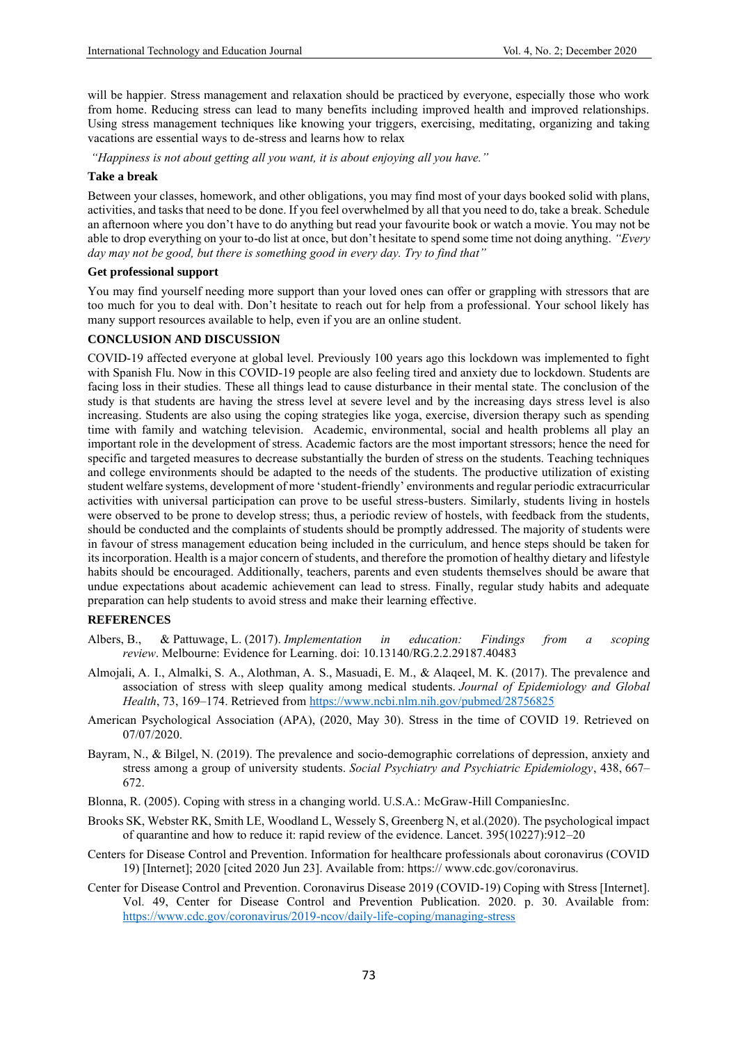will be happier. Stress management and relaxation should be practiced by everyone, especially those who work from home. Reducing stress can lead to many benefits including improved health and improved relationships. Using stress management techniques like knowing your triggers, exercising, meditating, organizing and taking vacations are essential ways to de-stress and learns how to relax

*"Happiness is not about getting all you want, it is about enjoying all you have."*

**Take a break**

Between your classes, homework, and other obligations, you may find most of your days booked solid with plans, activities, and tasks that need to be done. If you feel overwhelmed by all that you need to do, take a break. Schedule an afternoon where you don't have to do anything but read your favourite book or watch a movie. You may not be able to drop everything on your to-do list at once, but don't hesitate to spend some time not doing anything. *"Every day may not be good, but there is something good in every day. Try to find that"*

**Get professional support**

You may find yourself needing more support than your loved ones can offer or grappling with stressors that are too much for you to deal with. Don't hesitate to reach out for help from a professional. Your school likely has many support resources available to help, even if you are an online student.

## CONCLUSION AND DISCUSSION

COVID-19 affected everyone at global level. Previously 100 years ago this lockdown was implemented to fight with Spanish Flu. Now in this COVID-19 people are also feeling tired and anxiety due to lockdown. Students are facing loss in their studies. These all things lead to cause disturbance in their mental state. The conclusion of the study is that students are having the stress level at severe level and by the increasing days stress level is also increasing. Students are also using the coping strategies like yoga, exercise, diversion therapy such as spending time with family and watching television. Academic, environmental, social and health problems all play an important role in the development of stress. Academic factors are the most important stressors; hence the need for specific and targeted measures to decrease substantially the burden of stress on the students. Teaching techniques and college environments should be adapted to the needs of the students. The productive utilization of existing student welfare systems, development of more 'student-friendly' environments and regular periodic extracurricular activities with universal participation can prove to be useful stress-busters. Similarly, students living in hostels were observed to be prone to develop stress; thus, a periodic review of hostels, with feedback from the students, should be conducted and the complaints of students should be promptly addressed. The majority of students were in favour of stress management education being included in the curriculum, and hence steps should be taken for its incorporation. Health is a major concern of students, and therefore the promotion of healthy dietary and lifestyle habits should be encouraged. Additionally, teachers, parents and even students themselves should be aware that undue expectations about academic achievement can lead to stress. Finally, regular study habits and adequate preparation can help students to avoid stress and make their learning effective.

## REFERENCES

Albers, B., & Pattuwage, L. (2017). *Implementation in education: Findings from a scoping review*. Melbourne: Evidence for Learning. doi: 10.13140/RG.2.2.29187.40483

Almojali, A. I., Almalki, S. A., Alothman, A. S., Masuadi, E. M., & Alaqeel, M. K. (2017). The prevalence and association of stress with sleep quality among medical students. *Journal of Epidemiology and Global Health*, 73, 169–174. Retrieved from https://www.ncbi.nlm.nih.gov/pubmed/28756825

American Psychological Association (APA), (2020, May 30). Stress in the time of COVID 19. Retrieved on 07/07/2020.

Bayram, N., & Bilgel, N. (2019). The prevalence and socio-demographic correlations of depression, anxiety and stress among a group of university students. *Social Psychiatry and Psychiatric Epidemiology*, 438, 667–672.

Blonna, R. (2005). Coping with stress in a changing world. U.S.A.: McGraw-Hill CompaniesInc.

Brooks SK, Webster RK, Smith LE, Woodland L, Wessely S, Greenberg N, et al.(2020). The psychological impact of quarantine and how to reduce it: rapid review of the evidence. Lancet. 395(10227):912–20

Centers for Disease Control and Prevention. Information for healthcare professionals about coronavirus (COVID 19) [Internet]; 2020 [cited 2020 Jun 23]. Available from: https:// www.cdc.gov/coronavirus.

Center for Disease Control and Prevention. Coronavirus Disease 2019 (COVID-19) Coping with Stress [Internet]. Vol. 49, Center for Disease Control and Prevention Publication. 2020. p. 30. Available from: https://www.cdc.gov/coronavirus/2019-ncov/daily-life-coping/managing-stress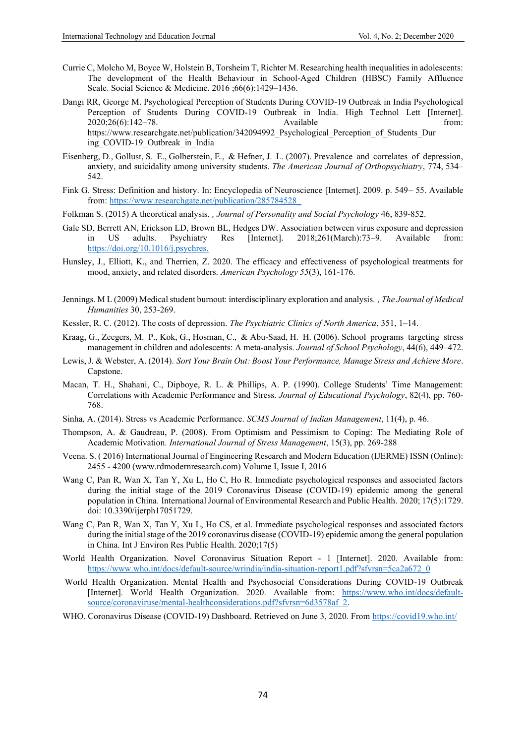Currie C, Molcho M, Boyce W, Holstein B, Torsheim T, Richter M. Researching health inequalities in adolescents: The development of the Health Behaviour in School-Aged Children (HBSC) Family Affluence Scale. Social Science & Medicine. 2016 ;66(6):1429–1436.

Dangi RR, George M. Psychological Perception of Students During COVID-19 Outbreak in India Psychological Perception of Students During COVID-19 Outbreak in India. High Technol Lett [Internet]. 2020;26(6):142–78. Available from: https://www.researchgate.net/publication/342094992_Psychological_Perception_of_Students_During_COVID-19_Outbreak_in_India

Eisenberg, D., Gollust, S. E., Golberstein, E., & Hefner, J. L. (2007). Prevalence and correlates of depression, anxiety, and suicidality among university students. *The American Journal of Orthopsychiatry*, 774, 534–542.

Fink G. Stress: Definition and history. In: Encyclopedia of Neuroscience [Internet]. 2009. p. 549– 55. Available from: https://www.researchgate.net/publication/285784528_

Folkman S. (2015) A theoretical analysis. *, Journal of Personality and Social Psychology* 46, 839-852.

Gale SD, Berrett AN, Erickson LD, Brown BL, Hedges DW. Association between virus exposure and depression in US adults. Psychiatry Res [Internet]. 2018;261(March):73–9. Available from: https://doi.org/10.1016/j.psychres.

Hunsley, J., Elliott, K., and Therrien, Z. 2020. The efficacy and effectiveness of psychological treatments for mood, anxiety, and related disorders. *American Psychology 55*(3), 161-176.

Jennings. M L (2009) Medical student burnout: interdisciplinary exploration and analysis. *, The Journal of Medical Humanities* 30, 253-269.

Kessler, R. C. (2012). The costs of depression. *The Psychiatric Clinics of North America*, 351, 1–14.

Kraag, G., Zeegers, M. P., Kok, G., Hosman, C., & Abu-Saad, H. H. (2006). School programs targeting stress management in children and adolescents: A meta-analysis. *Journal of School Psychology*, 44(6), 449–472.

Lewis, J. & Webster, A. (2014). *Sort Your Brain Out: Boost Your Performance, Manage Stress and Achieve More*. Capstone.

Macan, T. H., Shahani, C., Dipboye, R. L. & Phillips, A. P. (1990). College Students' Time Management: Correlations with Academic Performance and Stress. *Journal of Educational Psychology*, 82(4), pp. 760-768.

Sinha, A. (2014). Stress vs Academic Performance. *SCMS Journal of Indian Management*, 11(4), p. 46.

Thompson, A. & Gaudreau, P. (2008). From Optimism and Pessimism to Coping: The Mediating Role of Academic Motivation. *International Journal of Stress Management*, 15(3), pp. 269-288

Veena. S. ( 2016) International Journal of Engineering Research and Modern Education (IJERME) ISSN (Online): 2455 - 4200 (www.rdmodernresearch.com) Volume I, Issue I, 2016

Wang C, Pan R, Wan X, Tan Y, Xu L, Ho C, Ho R. Immediate psychological responses and associated factors during the initial stage of the 2019 Coronavirus Disease (COVID-19) epidemic among the general population in China. International Journal of Environmental Research and Public Health. 2020; 17(5):1729. doi: 10.3390/ijerph17051729.

Wang C, Pan R, Wan X, Tan Y, Xu L, Ho CS, et al. Immediate psychological responses and associated factors during the initial stage of the 2019 coronavirus disease (COVID-19) epidemic among the general population in China. Int J Environ Res Public Health. 2020;17(5)

World Health Organization. Novel Coronavirus Situation Report - 1 [Internet]. 2020. Available from: https://www.who.int/docs/default-source/wrindia/india-situation-report1.pdf?sfvrsn=5ca2a672_0

World Health Organization. Mental Health and Psychosocial Considerations During COVID-19 Outbreak [Internet]. World Health Organization. 2020. Available from: https://www.who.int/docs/default-source/coronaviruse/mental-healthconsiderations.pdf?sfvrsn=6d3578af_2.

WHO. Coronavirus Disease (COVID-19) Dashboard. Retrieved on June 3, 2020. From https://covid19.who.int/